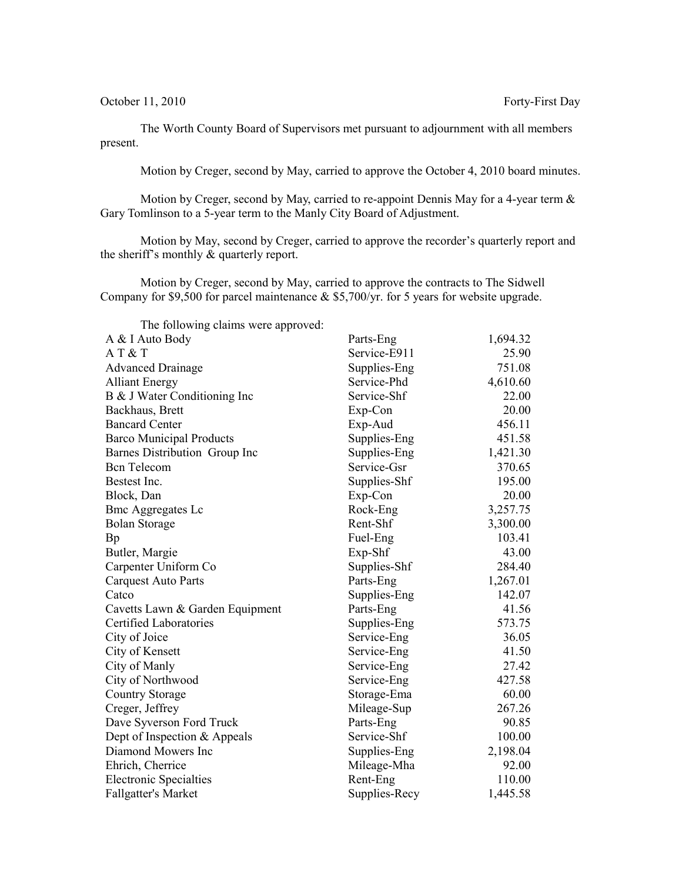October 11, 2010 Forty-First Day

The Worth County Board of Supervisors met pursuant to adjournment with all members present.

Motion by Creger, second by May, carried to approve the October 4, 2010 board minutes.

Motion by Creger, second by May, carried to re-appoint Dennis May for a 4-year term & Gary Tomlinson to a 5-year term to the Manly City Board of Adjustment.

Motion by May, second by Creger, carried to approve the recorder's quarterly report and the sheriff's monthly & quarterly report.

Motion by Creger, second by May, carried to approve the contracts to The Sidwell Company for $9,500 for parcel maintenance & $5,700/yr. for 5 years for website upgrade.

The following claims were approved:

| | | |
|---|---|---|
| A & I Auto Body | Parts-Eng | 1,694.32 |
| A T & T | Service-E911 | 25.90 |
| Advanced Drainage | Supplies-Eng | 751.08 |
| Alliant Energy | Service-Phd | 4,610.60 |
| B & J Water Conditioning Inc | Service-Shf | 22.00 |
| Backhaus, Brett | Exp-Con | 20.00 |
| Bancard Center | Exp-Aud | 456.11 |
| Barco Municipal Products | Supplies-Eng | 451.58 |
| Barnes Distribution Group Inc | Supplies-Eng | 1,421.30 |
| Bcn Telecom | Service-Gsr | 370.65 |
| Bestest Inc. | Supplies-Shf | 195.00 |
| Block, Dan | Exp-Con | 20.00 |
| Bmc Aggregates Lc | Rock-Eng | 3,257.75 |
| Bolan Storage | Rent-Shf | 3,300.00 |
| Bp | Fuel-Eng | 103.41 |
| Butler, Margie | Exp-Shf | 43.00 |
| Carpenter Uniform Co | Supplies-Shf | 284.40 |
| Carquest Auto Parts | Parts-Eng | 1,267.01 |
| Catco | Supplies-Eng | 142.07 |
| Cavetts Lawn & Garden Equipment | Parts-Eng | 41.56 |
| Certified Laboratories | Supplies-Eng | 573.75 |
| City of Joice | Service-Eng | 36.05 |
| City of Kensett | Service-Eng | 41.50 |
| City of Manly | Service-Eng | 27.42 |
| City of Northwood | Service-Eng | 427.58 |
| Country Storage | Storage-Ema | 60.00 |
| Creger, Jeffrey | Mileage-Sup | 267.26 |
| Dave Syverson Ford Truck | Parts-Eng | 90.85 |
| Dept of Inspection & Appeals | Service-Shf | 100.00 |
| Diamond Mowers Inc | Supplies-Eng | 2,198.04 |
| Ehrich, Cherrice | Mileage-Mha | 92.00 |
| Electronic Specialties | Rent-Eng | 110.00 |
| Fallgatter's Market | Supplies-Recy | 1,445.58 |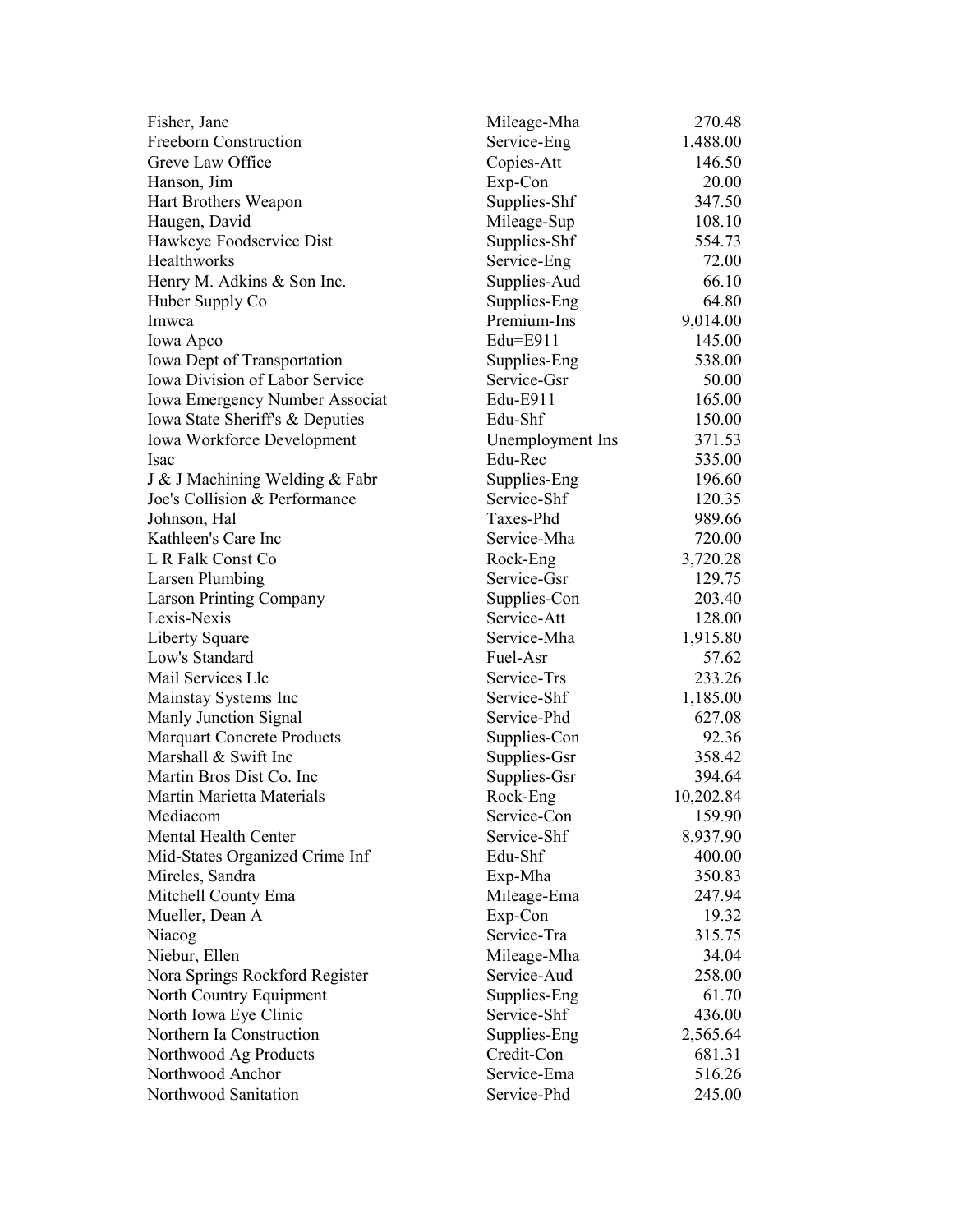| | | |
|---|---|---|
| Fisher, Jane | Mileage-Mha | 270.48 |
| Freeborn Construction | Service-Eng | 1,488.00 |
| Greve Law Office | Copies-Att | 146.50 |
| Hanson, Jim | Exp-Con | 20.00 |
| Hart Brothers Weapon | Supplies-Shf | 347.50 |
| Haugen, David | Mileage-Sup | 108.10 |
| Hawkeye Foodservice Dist | Supplies-Shf | 554.73 |
| Healthworks | Service-Eng | 72.00 |
| Henry M. Adkins & Son Inc. | Supplies-Aud | 66.10 |
| Huber Supply Co | Supplies-Eng | 64.80 |
| Imwca | Premium-Ins | 9,014.00 |
| Iowa Apco | Edu=E911 | 145.00 |
| Iowa Dept of Transportation | Supplies-Eng | 538.00 |
| Iowa Division of Labor Service | Service-Gsr | 50.00 |
| Iowa Emergency Number Associat | Edu-E911 | 165.00 |
| Iowa State Sheriff's & Deputies | Edu-Shf | 150.00 |
| Iowa Workforce Development | Unemployment Ins | 371.53 |
| Isac | Edu-Rec | 535.00 |
| J & J Machining Welding & Fabr | Supplies-Eng | 196.60 |
| Joe's Collision & Performance | Service-Shf | 120.35 |
| Johnson, Hal | Taxes-Phd | 989.66 |
| Kathleen's Care Inc | Service-Mha | 720.00 |
| L R Falk Const Co | Rock-Eng | 3,720.28 |
| Larsen Plumbing | Service-Gsr | 129.75 |
| Larson Printing Company | Supplies-Con | 203.40 |
| Lexis-Nexis | Service-Att | 128.00 |
| Liberty Square | Service-Mha | 1,915.80 |
| Low's Standard | Fuel-Asr | 57.62 |
| Mail Services Llc | Service-Trs | 233.26 |
| Mainstay Systems Inc | Service-Shf | 1,185.00 |
| Manly Junction Signal | Service-Phd | 627.08 |
| Marquart Concrete Products | Supplies-Con | 92.36 |
| Marshall & Swift Inc | Supplies-Gsr | 358.42 |
| Martin Bros Dist Co. Inc | Supplies-Gsr | 394.64 |
| Martin Marietta Materials | Rock-Eng | 10,202.84 |
| Mediacom | Service-Con | 159.90 |
| Mental Health Center | Service-Shf | 8,937.90 |
| Mid-States Organized Crime Inf | Edu-Shf | 400.00 |
| Mireles, Sandra | Exp-Mha | 350.83 |
| Mitchell County Ema | Mileage-Ema | 247.94 |
| Mueller, Dean A | Exp-Con | 19.32 |
| Niacog | Service-Tra | 315.75 |
| Niebur, Ellen | Mileage-Mha | 34.04 |
| Nora Springs Rockford Register | Service-Aud | 258.00 |
| North Country Equipment | Supplies-Eng | 61.70 |
| North Iowa Eye Clinic | Service-Shf | 436.00 |
| Northern Ia Construction | Supplies-Eng | 2,565.64 |
| Northwood Ag Products | Credit-Con | 681.31 |
| Northwood Anchor | Service-Ema | 516.26 |
| Northwood Sanitation | Service-Phd | 245.00 |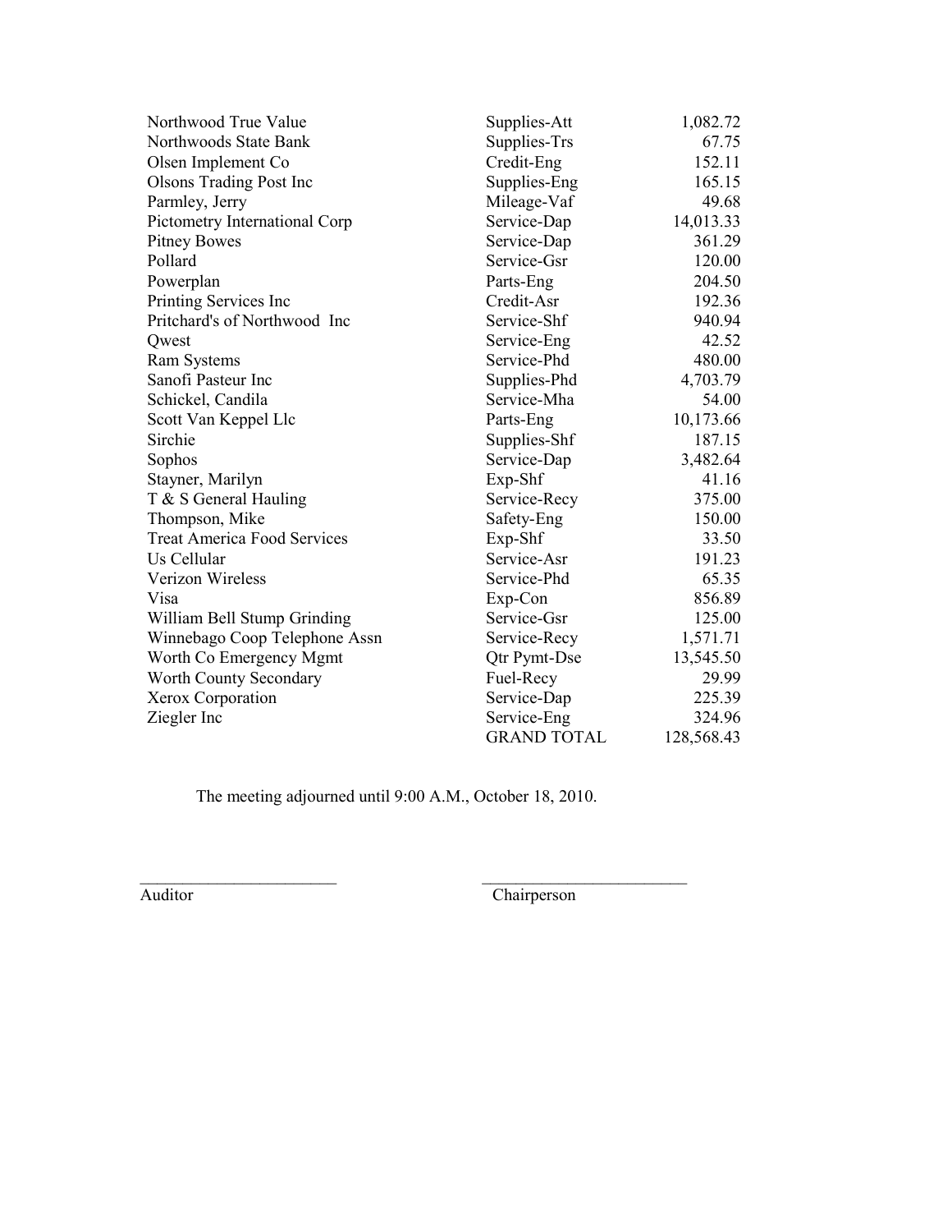| | | |
|---|---|---|
| Northwood True Value | Supplies-Att | 1,082.72 |
| Northwoods State Bank | Supplies-Trs | 67.75 |
| Olsen Implement Co | Credit-Eng | 152.11 |
| Olsons Trading Post Inc | Supplies-Eng | 165.15 |
| Parmley, Jerry | Mileage-Vaf | 49.68 |
| Pictometry International Corp | Service-Dap | 14,013.33 |
| Pitney Bowes | Service-Dap | 361.29 |
| Pollard | Service-Gsr | 120.00 |
| Powerplan | Parts-Eng | 204.50 |
| Printing Services Inc | Credit-Asr | 192.36 |
| Pritchard's of Northwood Inc | Service-Shf | 940.94 |
| Qwest | Service-Eng | 42.52 |
| Ram Systems | Service-Phd | 480.00 |
| Sanofi Pasteur Inc | Supplies-Phd | 4,703.79 |
| Schickel, Candila | Service-Mha | 54.00 |
| Scott Van Keppel Llc | Parts-Eng | 10,173.66 |
| Sirchie | Supplies-Shf | 187.15 |
| Sophos | Service-Dap | 3,482.64 |
| Stayner, Marilyn | Exp-Shf | 41.16 |
| T & S General Hauling | Service-Recy | 375.00 |
| Thompson, Mike | Safety-Eng | 150.00 |
| Treat America Food Services | Exp-Shf | 33.50 |
| Us Cellular | Service-Asr | 191.23 |
| Verizon Wireless | Service-Phd | 65.35 |
| Visa | Exp-Con | 856.89 |
| William Bell Stump Grinding | Service-Gsr | 125.00 |
| Winnebago Coop Telephone Assn | Service-Recy | 1,571.71 |
| Worth Co Emergency Mgmt | Qtr Pymt-Dse | 13,545.50 |
| Worth County Secondary | Fuel-Recy | 29.99 |
| Xerox Corporation | Service-Dap | 225.39 |
| Ziegler Inc | Service-Eng | 324.96 |
| | GRAND TOTAL | 128,568.43 |

The meeting adjourned until 9:00 A.M., October 18, 2010.

\_\_\_\_\_\_\_\_\_\_\_\_\_\_\_\_\_\_\_\_\_\_\_\_ \_\_\_\_\_\_\_\_\_\_\_\_\_\_\_\_\_\_\_\_\_\_\_\_

Auditor Chairperson